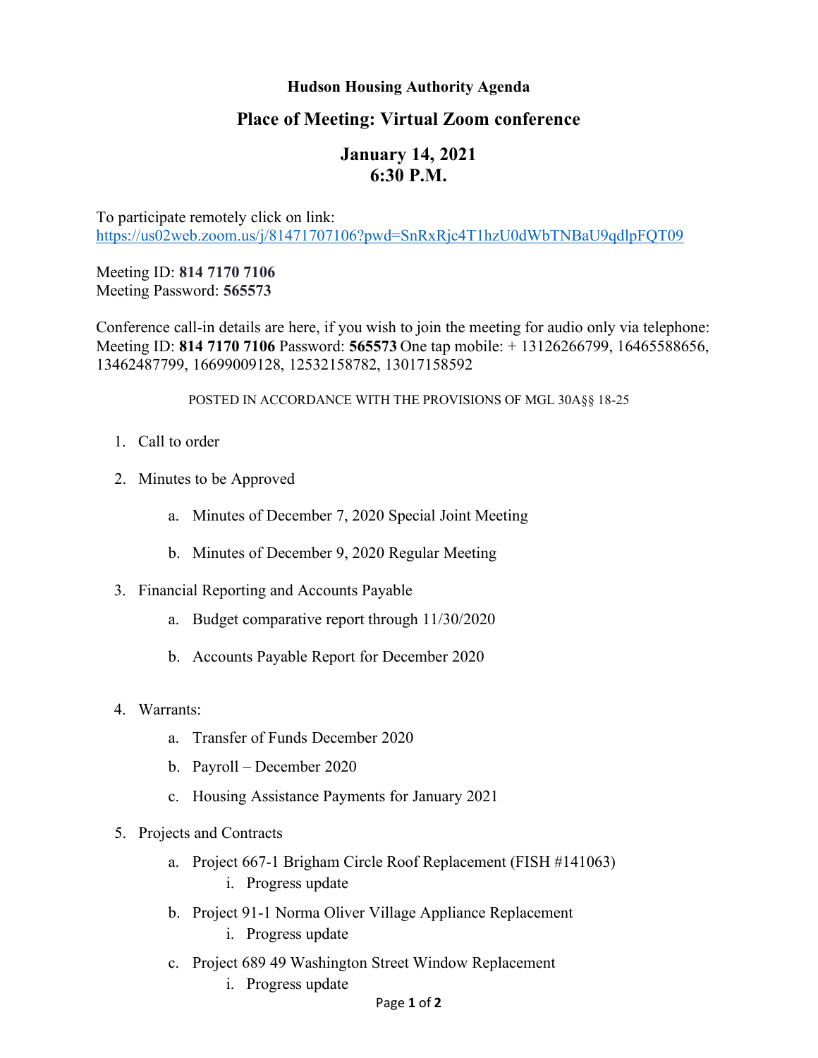**Hudson Housing Authority Agenda**

## Place of Meeting: Virtual Zoom conference

## January 14, 2021
## 6:30 P.M.

To participate remotely click on link:
https://us02web.zoom.us/j/81471707106?pwd=SnRxRjc4T1hzU0dWbTNBaU9qdlpFQT09

Meeting ID: **814 7170 7106**
Meeting Password: **565573**

Conference call-in details are here, if you wish to join the meeting for audio only via telephone: Meeting ID: **814 7170 7106** Password: **565573** One tap mobile: + 13126266799, 16465588656, 13462487799, 16699009128, 12532158782, 13017158592

POSTED IN ACCORDANCE WITH THE PROVISIONS OF MGL 30A§§ 18-25

1. Call to order
2. Minutes to be Approved
    a. Minutes of December 7, 2020 Special Joint Meeting
    b. Minutes of December 9, 2020 Regular Meeting
3. Financial Reporting and Accounts Payable
    a. Budget comparative report through 11/30/2020
    b. Accounts Payable Report for December 2020
4. Warrants:
    a. Transfer of Funds December 2020
    b. Payroll – December 2020
    c. Housing Assistance Payments for January 2021
5. Projects and Contracts
    a. Project 667-1 Brigham Circle Roof Replacement (FISH #141063)
        i. Progress update
    b. Project 91-1 Norma Oliver Village Appliance Replacement
        i. Progress update
    c. Project 689 49 Washington Street Window Replacement
        i. Progress update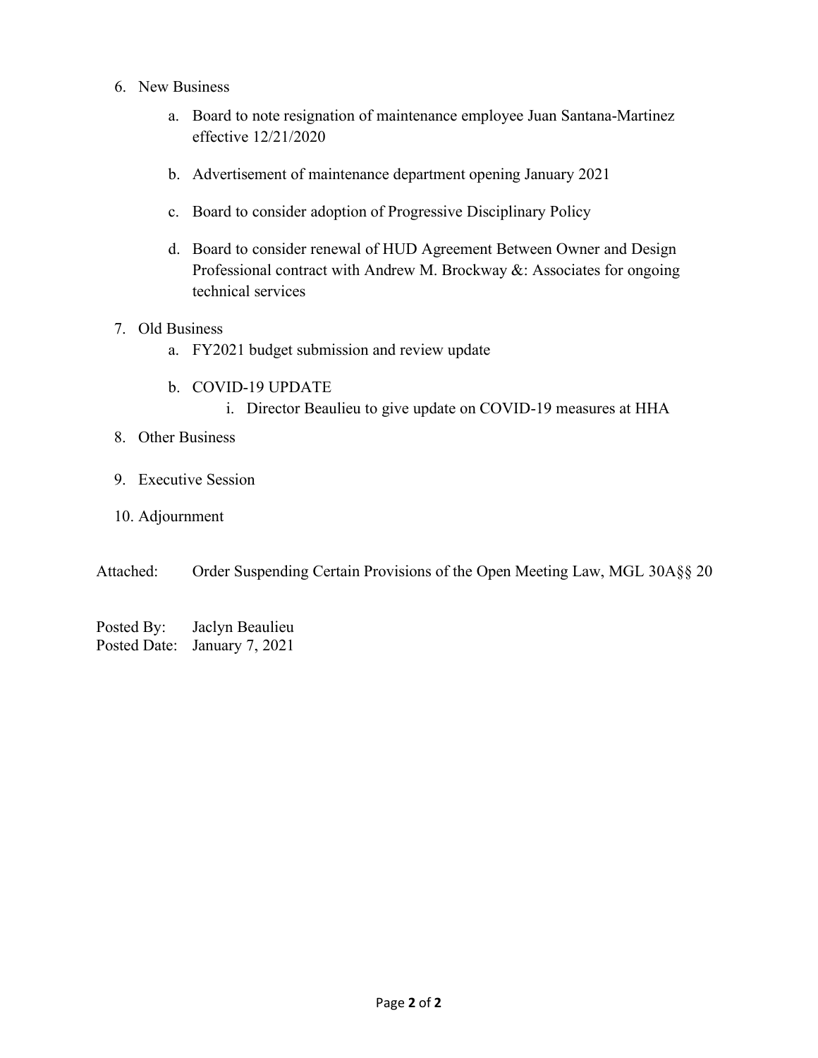6. New Business
    a. Board to note resignation of maintenance employee Juan Santana-Martinez effective 12/21/2020
    b. Advertisement of maintenance department opening January 2021
    c. Board to consider adoption of Progressive Disciplinary Policy
    d. Board to consider renewal of HUD Agreement Between Owner and Design Professional contract with Andrew M. Brockway &: Associates for ongoing technical services
7. Old Business
    a. FY2021 budget submission and review update
    b. COVID-19 UPDATE
        i. Director Beaulieu to give update on COVID-19 measures at HHA
8. Other Business
9. Executive Session
10. Adjournment

Attached: Order Suspending Certain Provisions of the Open Meeting Law, MGL 30A§§ 20

Posted By: Jaclyn Beaulieu
Posted Date: January 7, 2021